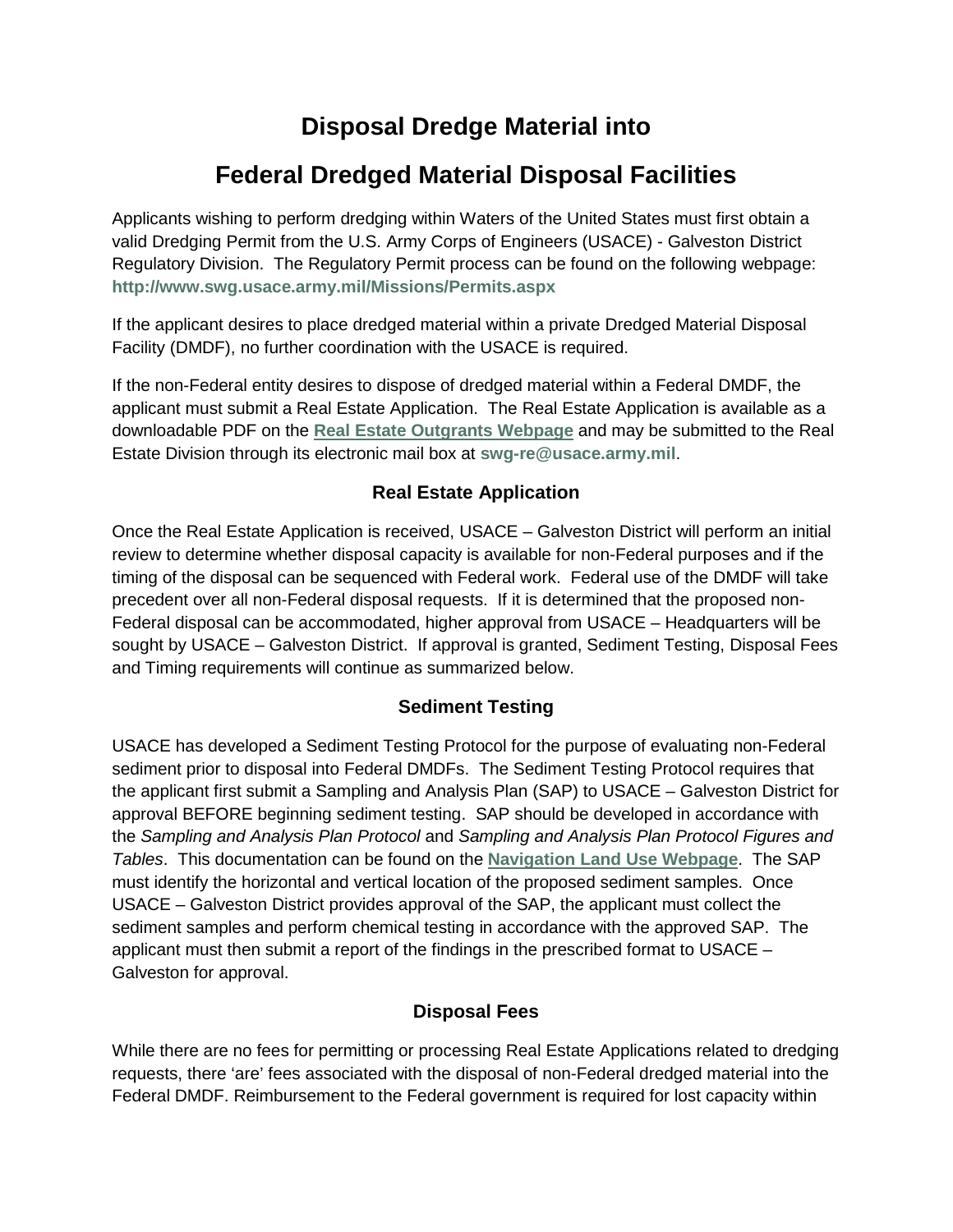# Disposal Dredge Material into

# Federal Dredged Material Disposal Facilities

Applicants wishing to perform dredging within Waters of the United States must first obtain a valid Dredging Permit from the U.S. Army Corps of Engineers (USACE) - Galveston District Regulatory Division. The Regulatory Permit process can be found on the following webpage: **http://www.swg.usace.army.mil/Missions/Permits.aspx**

If the applicant desires to place dredged material within a private Dredged Material Disposal Facility (DMDF), no further coordination with the USACE is required.

If the non-Federal entity desires to dispose of dredged material within a Federal DMDF, the applicant must submit a Real Estate Application. The Real Estate Application is available as a downloadable PDF on the **Real Estate Outgrants Webpage** and may be submitted to the Real Estate Division through its electronic mail box at **swg-re@usace.army.mil**.

## Real Estate Application

Once the Real Estate Application is received, USACE – Galveston District will perform an initial review to determine whether disposal capacity is available for non-Federal purposes and if the timing of the disposal can be sequenced with Federal work. Federal use of the DMDF will take precedent over all non-Federal disposal requests. If it is determined that the proposed non-Federal disposal can be accommodated, higher approval from USACE – Headquarters will be sought by USACE – Galveston District. If approval is granted, Sediment Testing, Disposal Fees and Timing requirements will continue as summarized below.

## Sediment Testing

USACE has developed a Sediment Testing Protocol for the purpose of evaluating non-Federal sediment prior to disposal into Federal DMDFs. The Sediment Testing Protocol requires that the applicant first submit a Sampling and Analysis Plan (SAP) to USACE – Galveston District for approval BEFORE beginning sediment testing. SAP should be developed in accordance with the *Sampling and Analysis Plan Protocol* and *Sampling and Analysis Plan Protocol Figures and Tables*. This documentation can be found on the **Navigation Land Use Webpage**. The SAP must identify the horizontal and vertical location of the proposed sediment samples. Once USACE – Galveston District provides approval of the SAP, the applicant must collect the sediment samples and perform chemical testing in accordance with the approved SAP. The applicant must then submit a report of the findings in the prescribed format to USACE – Galveston for approval.

## Disposal Fees

While there are no fees for permitting or processing Real Estate Applications related to dredging requests, there 'are' fees associated with the disposal of non-Federal dredged material into the Federal DMDF. Reimbursement to the Federal government is required for lost capacity within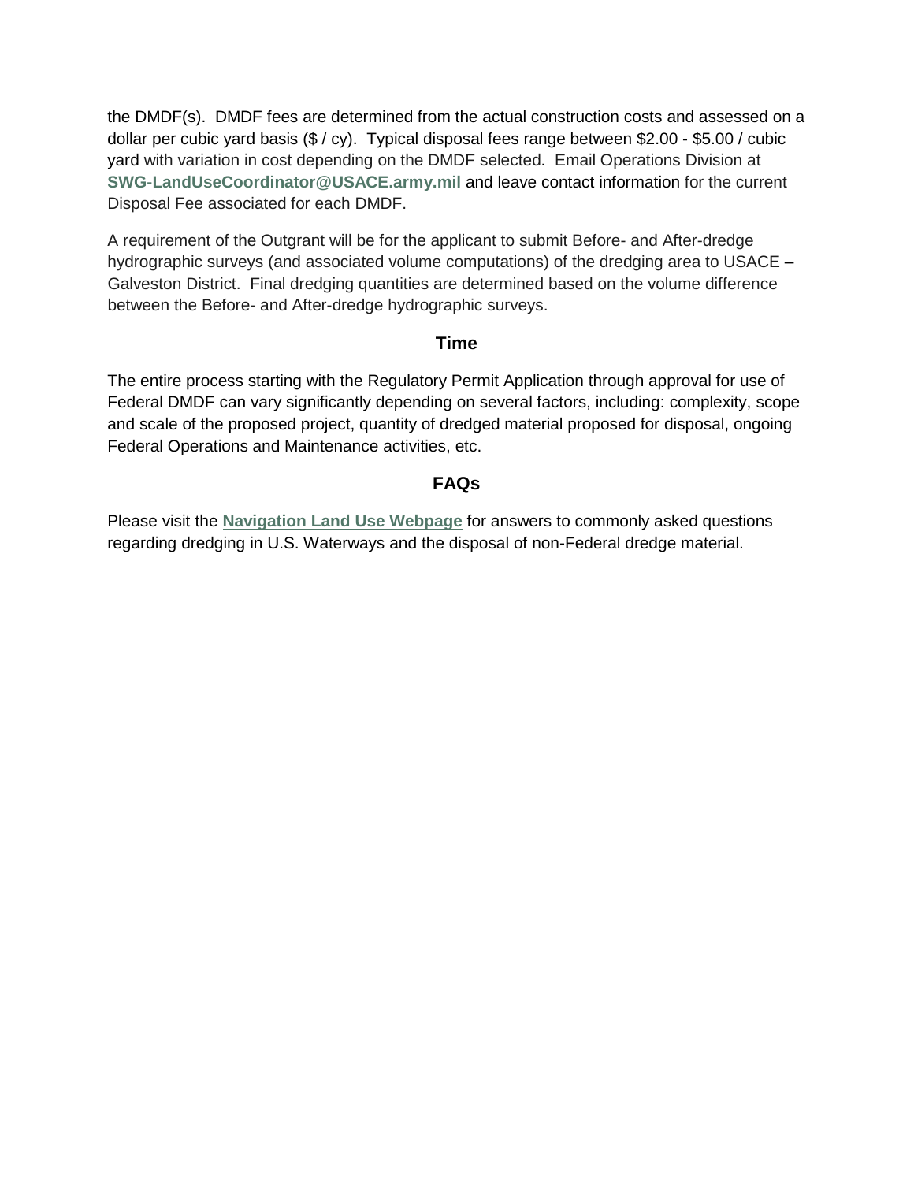the DMDF(s). DMDF fees are determined from the actual construction costs and assessed on a dollar per cubic yard basis ($ / cy). Typical disposal fees range between $2.00 - $5.00 / cubic yard with variation in cost depending on the DMDF selected. Email Operations Division at **SWG-LandUseCoordinator@USACE.army.mil** and leave contact information for the current Disposal Fee associated for each DMDF.

A requirement of the Outgrant will be for the applicant to submit Before- and After-dredge hydrographic surveys (and associated volume computations) of the dredging area to USACE – Galveston District. Final dredging quantities are determined based on the volume difference between the Before- and After-dredge hydrographic surveys.

## Time

The entire process starting with the Regulatory Permit Application through approval for use of Federal DMDF can vary significantly depending on several factors, including: complexity, scope and scale of the proposed project, quantity of dredged material proposed for disposal, ongoing Federal Operations and Maintenance activities, etc.

## FAQs

Please visit the **Navigation Land Use Webpage** for answers to commonly asked questions regarding dredging in U.S. Waterways and the disposal of non-Federal dredge material.